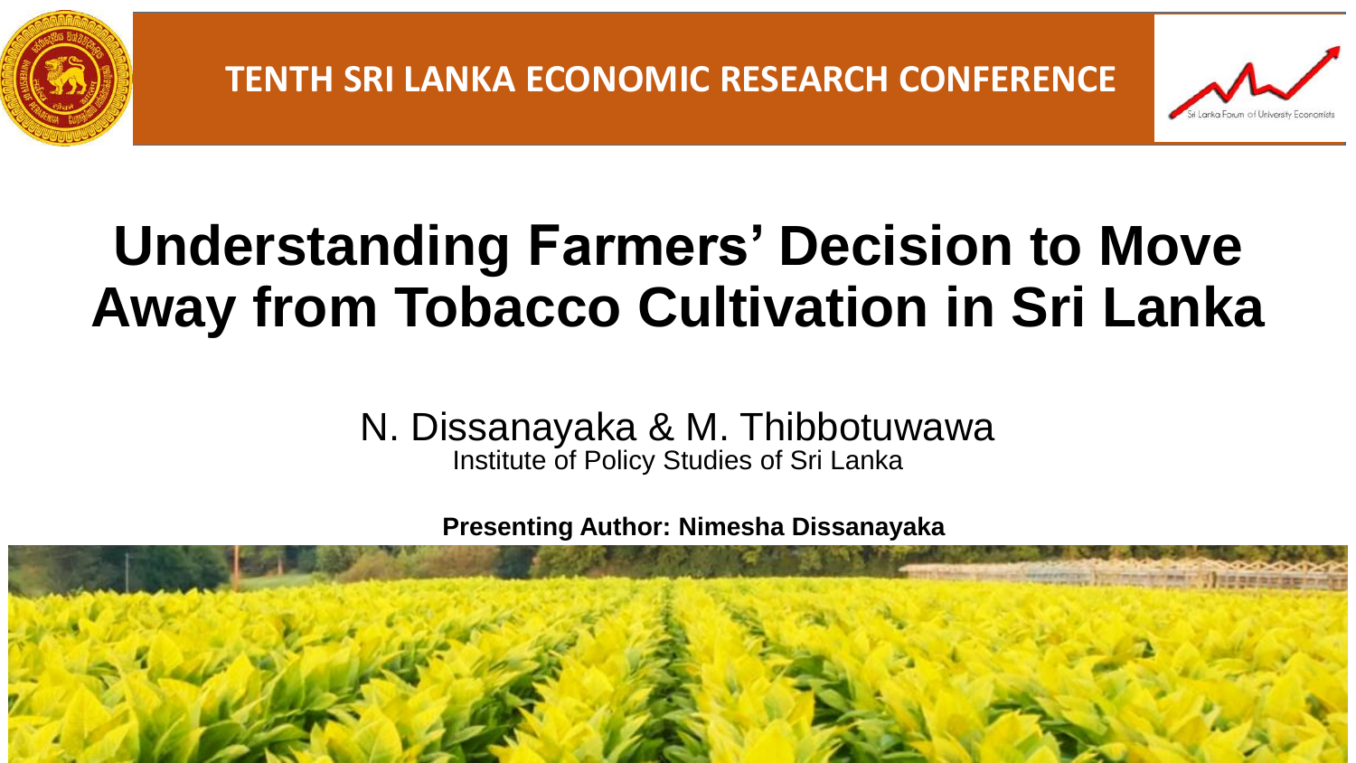TENTH SRI LANKA ECONOMIC RESEARCH CONFERENCE

# Understanding Farmers' Decision to Move Away from Tobacco Cultivation in Sri Lanka

N. Dissanayaka & M. Thibbotuwawa
Institute of Policy Studies of Sri Lanka

**Presenting Author: Nimesha Dissanayaka**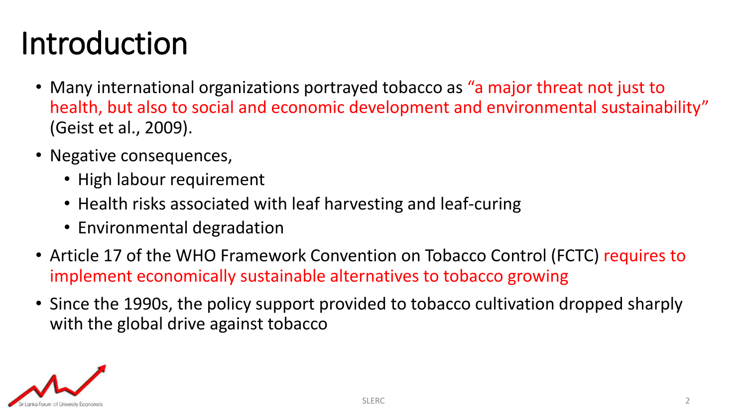# Introduction

- Many international organizations portrayed tobacco as "a major threat not just to health, but also to social and economic development and environmental sustainability" (Geist et al., 2009).
- Negative consequences,
  - High labour requirement
  - Health risks associated with leaf harvesting and leaf-curing
  - Environmental degradation
- Article 17 of the WHO Framework Convention on Tobacco Control (FCTC) requires to implement economically sustainable alternatives to tobacco growing
- Since the 1990s, the policy support provided to tobacco cultivation dropped sharply with the global drive against tobacco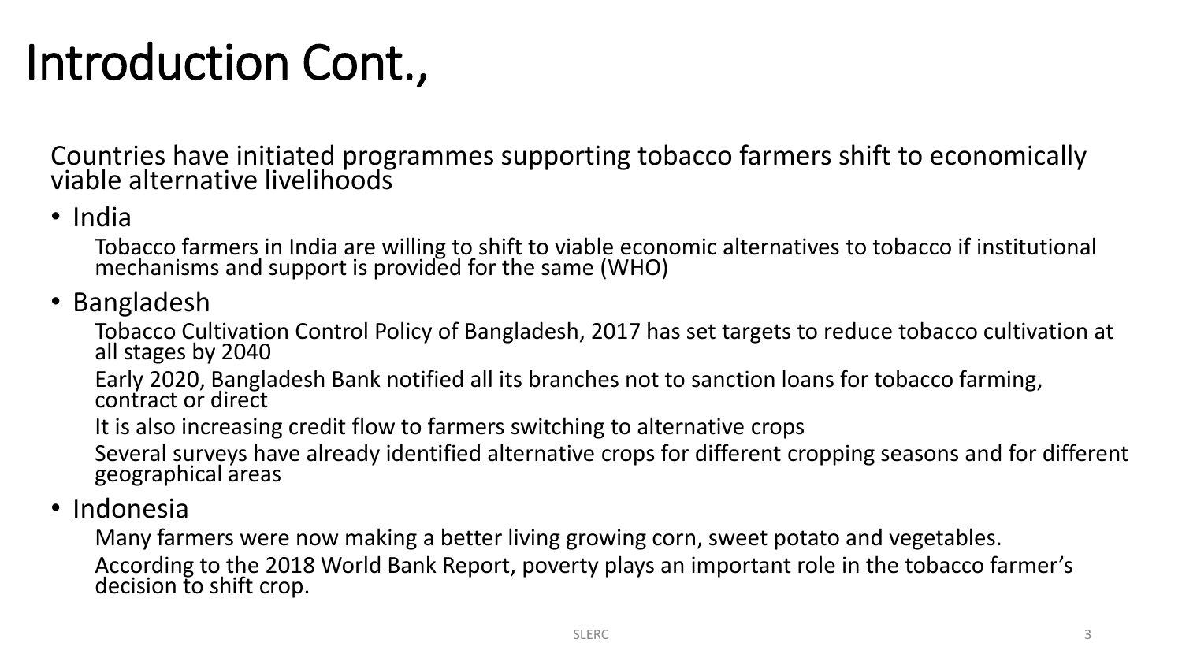# Introduction Cont.,

Countries have initiated programmes supporting tobacco farmers shift to economically viable alternative livelihoods

- India

  Tobacco farmers in India are willing to shift to viable economic alternatives to tobacco if institutional mechanisms and support is provided for the same (WHO)

- Bangladesh

  Tobacco Cultivation Control Policy of Bangladesh, 2017 has set targets to reduce tobacco cultivation at all stages by 2040

  Early 2020, Bangladesh Bank notified all its branches not to sanction loans for tobacco farming, contract or direct

  It is also increasing credit flow to farmers switching to alternative crops

  Several surveys have already identified alternative crops for different cropping seasons and for different geographical areas

- Indonesia

  Many farmers were now making a better living growing corn, sweet potato and vegetables.

  According to the 2018 World Bank Report, poverty plays an important role in the tobacco farmer's decision to shift crop.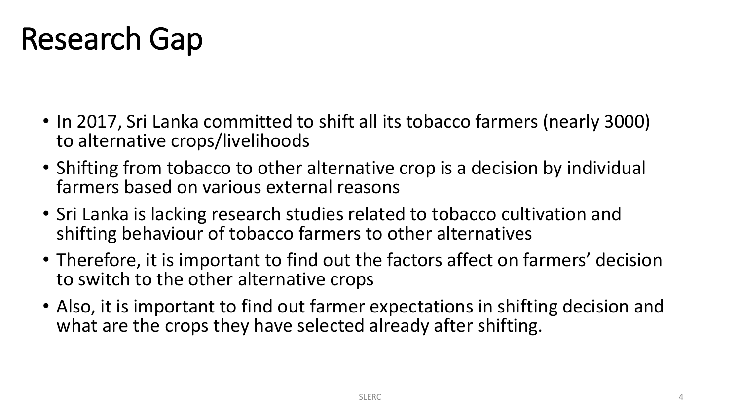# Research Gap

- In 2017, Sri Lanka committed to shift all its tobacco farmers (nearly 3000) to alternative crops/livelihoods
- Shifting from tobacco to other alternative crop is a decision by individual farmers based on various external reasons
- Sri Lanka is lacking research studies related to tobacco cultivation and shifting behaviour of tobacco farmers to other alternatives
- Therefore, it is important to find out the factors affect on farmers' decision to switch to the other alternative crops
- Also, it is important to find out farmer expectations in shifting decision and what are the crops they have selected already after shifting.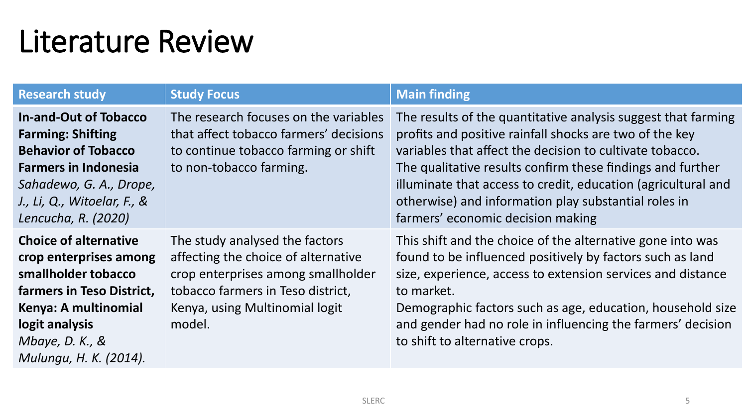# Literature Review

| Research study | Study Focus | Main finding |
| --- | --- | --- |
| **In-and-Out of Tobacco Farming: Shifting Behavior of Tobacco Farmers in Indonesia** *Sahadewo, G. A., Drope, J., Li, Q., Witoelar, F., & Lencucha, R. (2020)* | The research focuses on the variables that affect tobacco farmers' decisions to continue tobacco farming or shift to non-tobacco farming. | The results of the quantitative analysis suggest that farming profits and positive rainfall shocks are two of the key variables that affect the decision to cultivate tobacco. The qualitative results confirm these findings and further illuminate that access to credit, education (agricultural and otherwise) and information play substantial roles in farmers' economic decision making |
| **Choice of alternative crop enterprises among smallholder tobacco farmers in Teso District, Kenya: A multinomial logit analysis** *Mbaye, D. K., & Mulungu, H. K. (2014).* | The study analysed the factors affecting the choice of alternative crop enterprises among smallholder tobacco farmers in Teso district, Kenya, using Multinomial logit model. | This shift and the choice of the alternative gone into was found to be influenced positively by factors such as land size, experience, access to extension services and distance to market. Demographic factors such as age, education, household size and gender had no role in influencing the farmers' decision to shift to alternative crops. |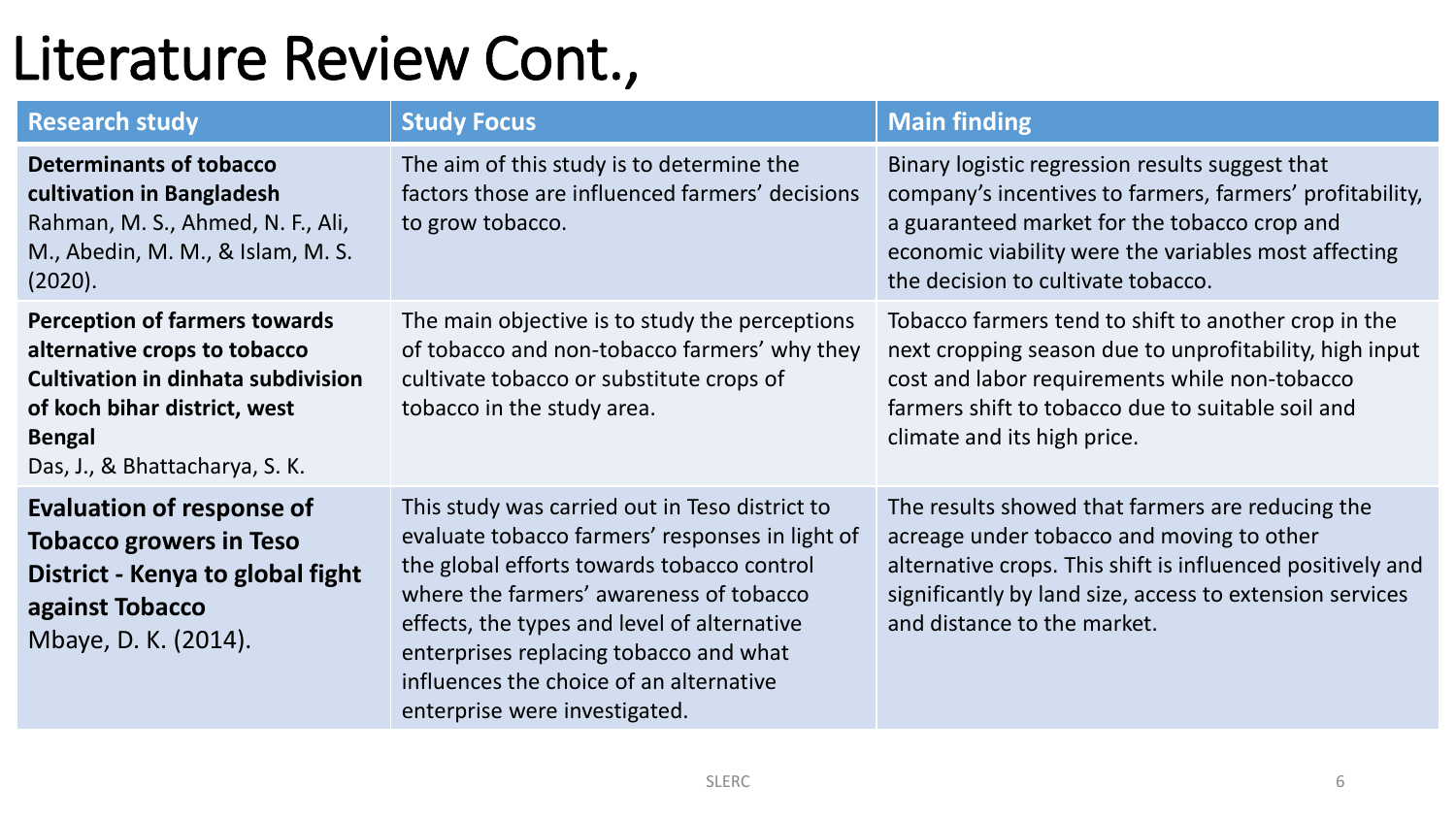# Literature Review Cont.,

| Research study | Study Focus | Main finding |
| --- | --- | --- |
| **Determinants of tobacco cultivation in Bangladesh** Rahman, M. S., Ahmed, N. F., Ali, M., Abedin, M. M., & Islam, M. S. (2020). | The aim of this study is to determine the factors those are influenced farmers' decisions to grow tobacco. | Binary logistic regression results suggest that company's incentives to farmers, farmers' profitability, a guaranteed market for the tobacco crop and economic viability were the variables most affecting the decision to cultivate tobacco. |
| **Perception of farmers towards alternative crops to tobacco Cultivation in dinhata subdivision of koch bihar district, west Bengal** Das, J., & Bhattacharya, S. K. | The main objective is to study the perceptions of tobacco and non-tobacco farmers' why they cultivate tobacco or substitute crops of tobacco in the study area. | Tobacco farmers tend to shift to another crop in the next cropping season due to unprofitability, high input cost and labor requirements while non-tobacco farmers shift to tobacco due to suitable soil and climate and its high price. |
| **Evaluation of response of Tobacco growers in Teso District - Kenya to global fight against Tobacco** Mbaye, D. K. (2014). | This study was carried out in Teso district to evaluate tobacco farmers' responses in light of the global efforts towards tobacco control where the farmers' awareness of tobacco effects, the types and level of alternative enterprises replacing tobacco and what influences the choice of an alternative enterprise were investigated. | The results showed that farmers are reducing the acreage under tobacco and moving to other alternative crops. This shift is influenced positively and significantly by land size, access to extension services and distance to the market. |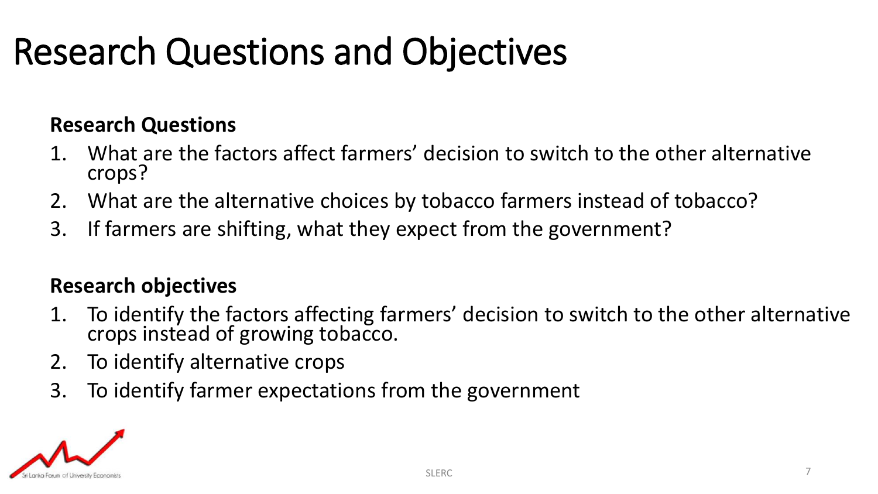# Research Questions and Objectives

**Research Questions**

1. What are the factors affect farmers' decision to switch to the other alternative crops?
2. What are the alternative choices by tobacco farmers instead of tobacco?
3. If farmers are shifting, what they expect from the government?

**Research objectives**

1. To identify the factors affecting farmers' decision to switch to the other alternative crops instead of growing tobacco.
2. To identify alternative crops
3. To identify farmer expectations from the government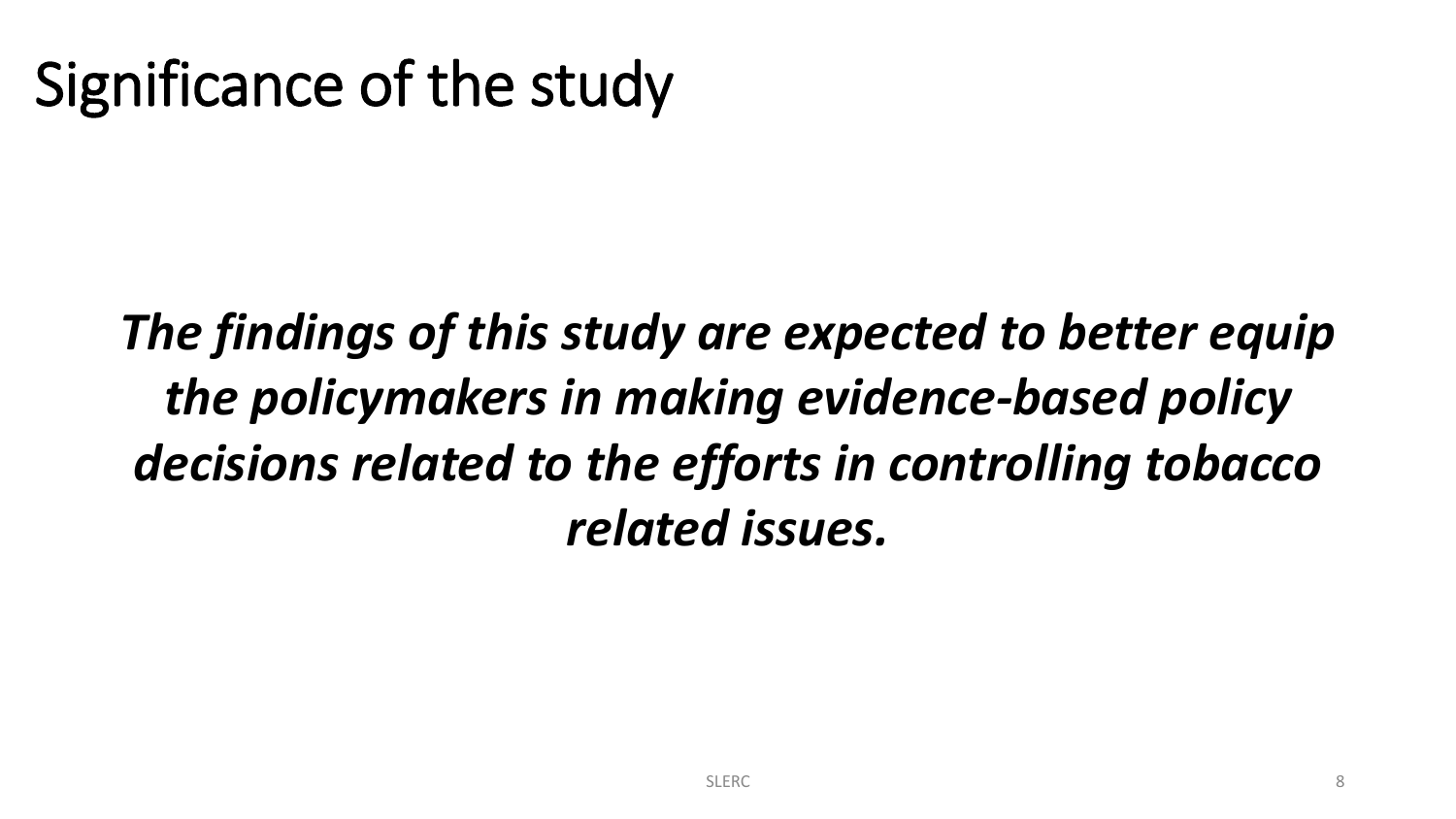# Significance of the study

***The findings of this study are expected to better equip the policymakers in making evidence-based policy decisions related to the efforts in controlling tobacco related issues.***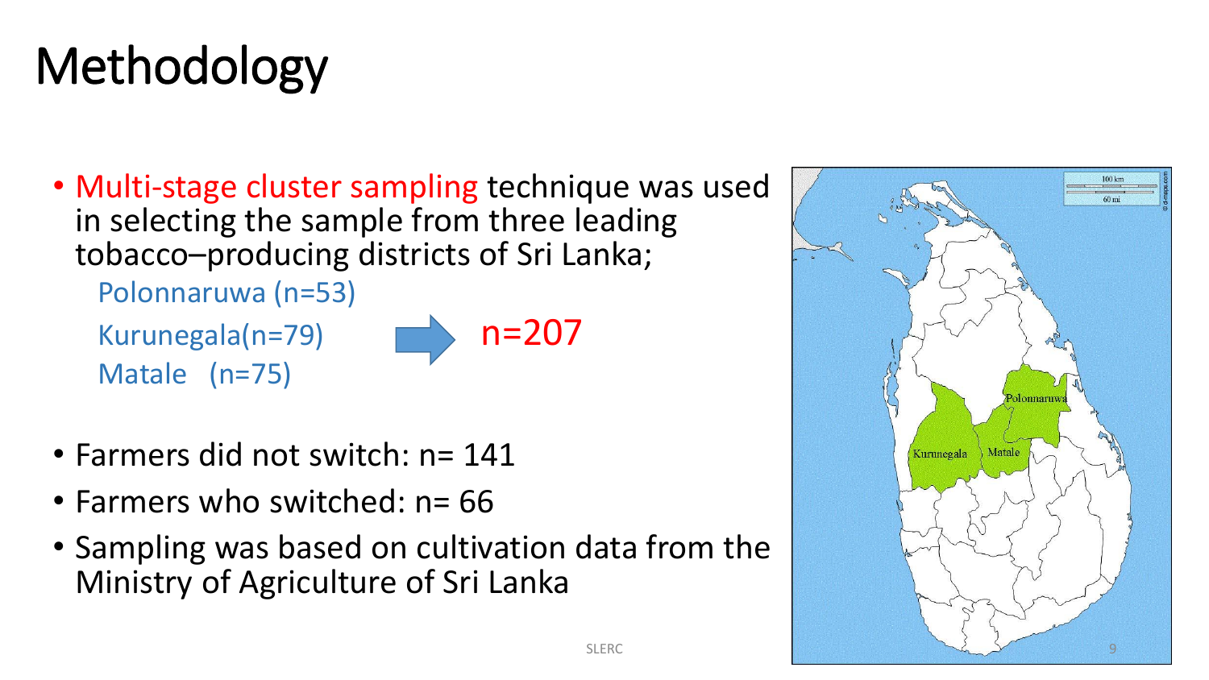# Methodology

- Multi-stage cluster sampling technique was used in selecting the sample from three leading tobacco–producing districts of Sri Lanka;
  - Polonnaruwa (n=53)
  - Kurunegala(n=79)
  - Matale (n=75)
  
  → n=207

- Farmers did not switch: n= 141
- Farmers who switched: n= 66
- Sampling was based on cultivation data from the Ministry of Agriculture of Sri Lanka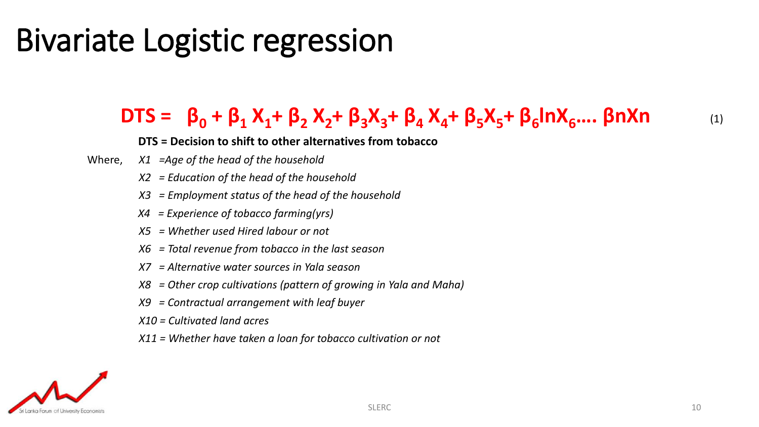# Bivariate Logistic regression

$$DTS = \beta_0 + \beta_1 X_1 + \beta_2 X_2 + \beta_3 X_3 + \beta_4 X_4 + \beta_5 X_5 + \beta_6 \ln X_6 \ldots \beta n X n \quad (1)$$

**DTS = Decision to shift to other alternatives from tobacco**

Where,

- *X1 =Age of the head of the household*
- *X2 = Education of the head of the household*
- *X3 = Employment status of the head of the household*
- *X4 = Experience of tobacco farming(yrs)*
- *X5 = Whether used Hired labour or not*
- *X6 = Total revenue from tobacco in the last season*
- *X7 = Alternative water sources in Yala season*
- *X8 = Other crop cultivations (pattern of growing in Yala and Maha)*
- *X9 = Contractual arrangement with leaf buyer*
- *X10 = Cultivated land acres*
- *X11 = Whether have taken a loan for tobacco cultivation or not*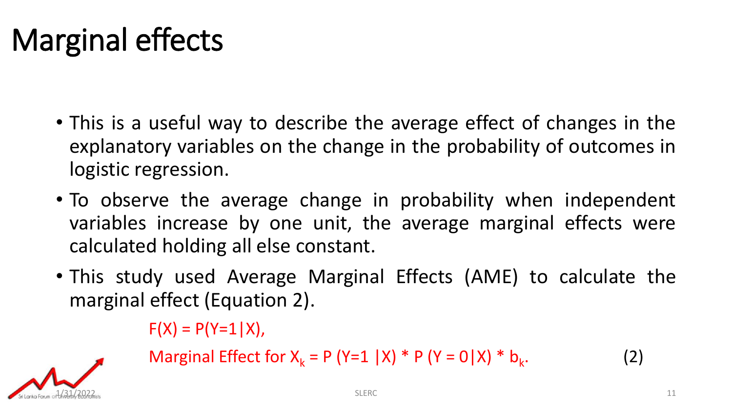# Marginal effects

- This is a useful way to describe the average effect of changes in the explanatory variables on the change in the probability of outcomes in logistic regression.
- To observe the average change in probability when independent variables increase by one unit, the average marginal effects were calculated holding all else constant.
- This study used Average Marginal Effects (AME) to calculate the marginal effect (Equation 2).

$$F(X) = P(Y=1|X),$$

$$\text{Marginal Effect for } X_k = P(Y=1|X) * P(Y=0|X) * b_k. \quad (2)$$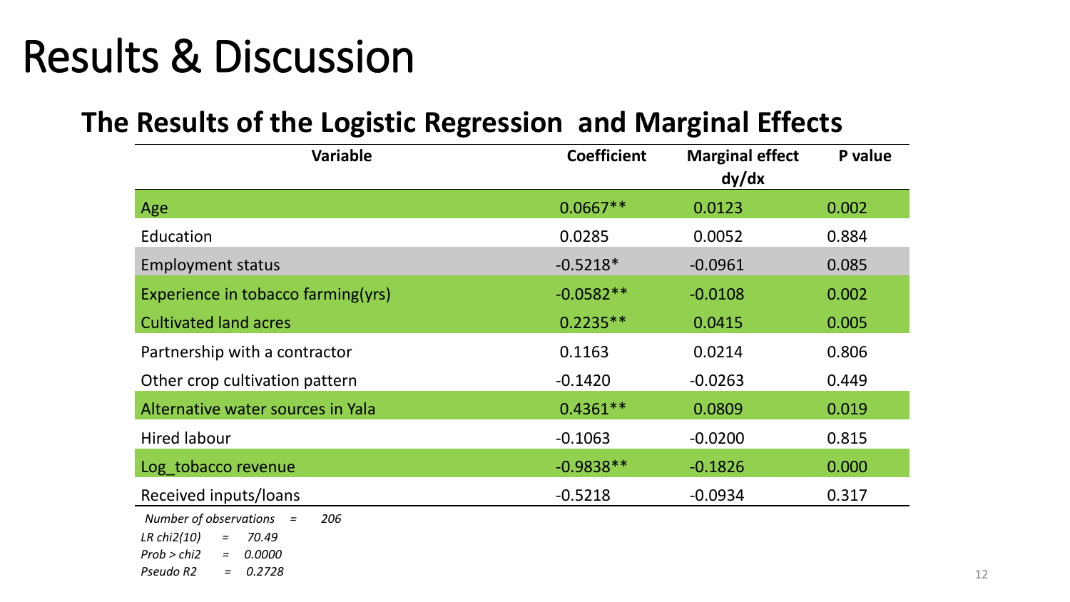# Results & Discussion

## The Results of the Logistic Regression and Marginal Effects

| Variable | Coefficient | Marginal effect dy/dx | P value |
|---|---|---|---|
| Age | 0.0667** | 0.0123 | 0.002 |
| Education | 0.0285 | 0.0052 | 0.884 |
| Employment status | -0.5218* | -0.0961 | 0.085 |
| Experience in tobacco farming(yrs) | -0.0582** | -0.0108 | 0.002 |
| Cultivated land acres | 0.2235** | 0.0415 | 0.005 |
| Partnership with a contractor | 0.1163 | 0.0214 | 0.806 |
| Other crop cultivation pattern | -0.1420 | -0.0263 | 0.449 |
| Alternative water sources in Yala | 0.4361** | 0.0809 | 0.019 |
| Hired labour | -0.1063 | -0.0200 | 0.815 |
| Log_tobacco revenue | -0.9838** | -0.1826 | 0.000 |
| Received inputs/loans | -0.5218 | -0.0934 | 0.317 |

*Number of observations = 206*

*LR chi2(10) = 70.49*

*Prob > chi2 = 0.0000*

*Pseudo R2 = 0.2728*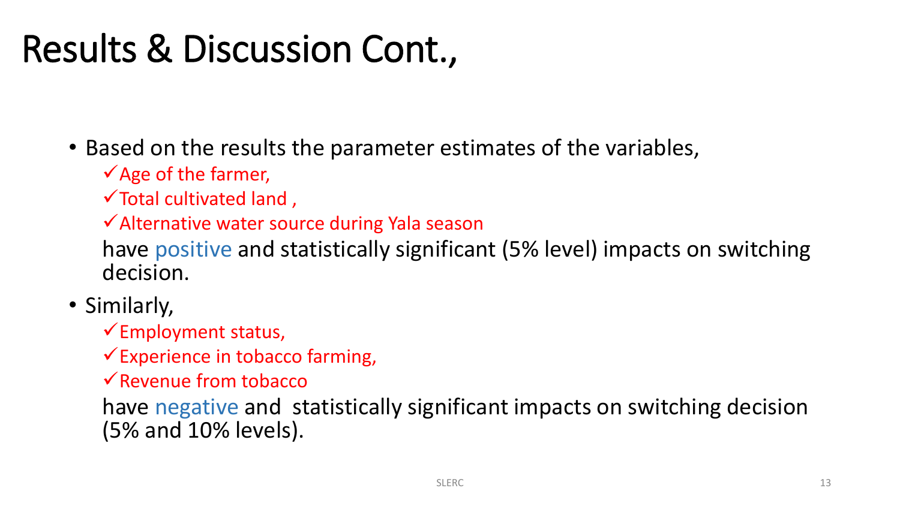# Results & Discussion Cont.,

- Based on the results the parameter estimates of the variables,
  - ✓Age of the farmer,
  - ✓Total cultivated land ,
  - ✓Alternative water source during Yala season

  have positive and statistically significant (5% level) impacts on switching decision.
- Similarly,
  - ✓Employment status,
  - ✓Experience in tobacco farming,
  - ✓Revenue from tobacco

  have negative and statistically significant impacts on switching decision (5% and 10% levels).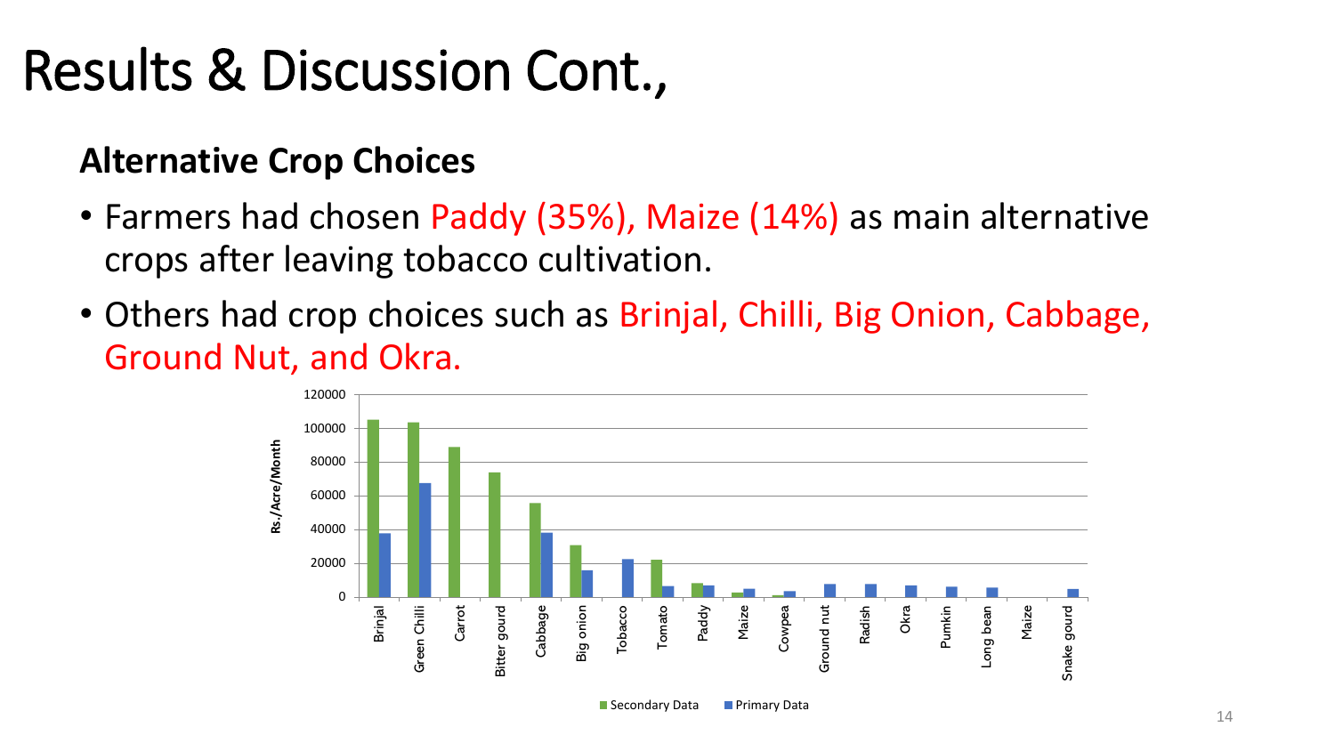# Results & Discussion Cont.,

## Alternative Crop Choices

- Farmers had chosen Paddy (35%), Maize (14%) as main alternative crops after leaving tobacco cultivation.
- Others had crop choices such as Brinjal, Chilli, Big Onion, Cabbage, Ground Nut, and Okra.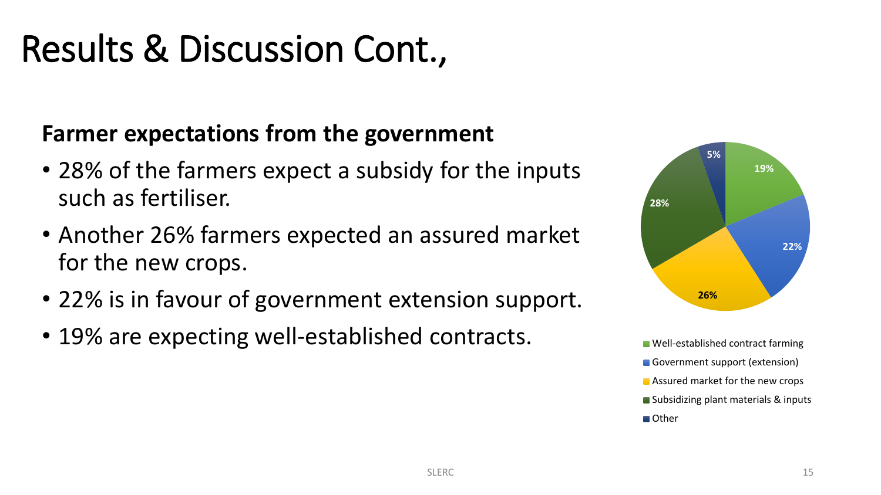# Results & Discussion Cont.,

**Farmer expectations from the government**

- 28% of the farmers expect a subsidy for the inputs such as fertiliser.
- Another 26% farmers expected an assured market for the new crops.
- 22% is in favour of government extension support.
- 19% are expecting well-established contracts.

| Category | Percentage |
| --- | --- |
| Well-established contract farming | 19% |
| Government support (extension) | 22% |
| Assured market for the new crops | 26% |
| Subsidizing plant materials & inputs | 28% |
| Other | 5% |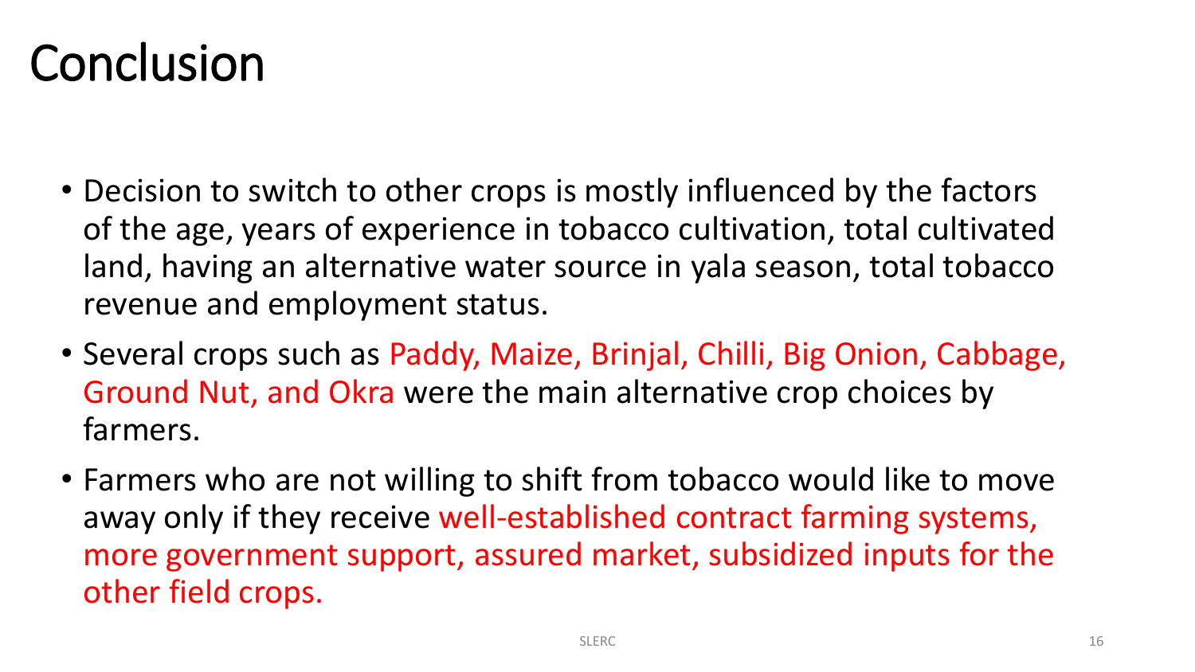# Conclusion

- Decision to switch to other crops is mostly influenced by the factors of the age, years of experience in tobacco cultivation, total cultivated land, having an alternative water source in yala season, total tobacco revenue and employment status.
- Several crops such as Paddy, Maize, Brinjal, Chilli, Big Onion, Cabbage, Ground Nut, and Okra were the main alternative crop choices by farmers.
- Farmers who are not willing to shift from tobacco would like to move away only if they receive well-established contract farming systems, more government support, assured market, subsidized inputs for the other field crops.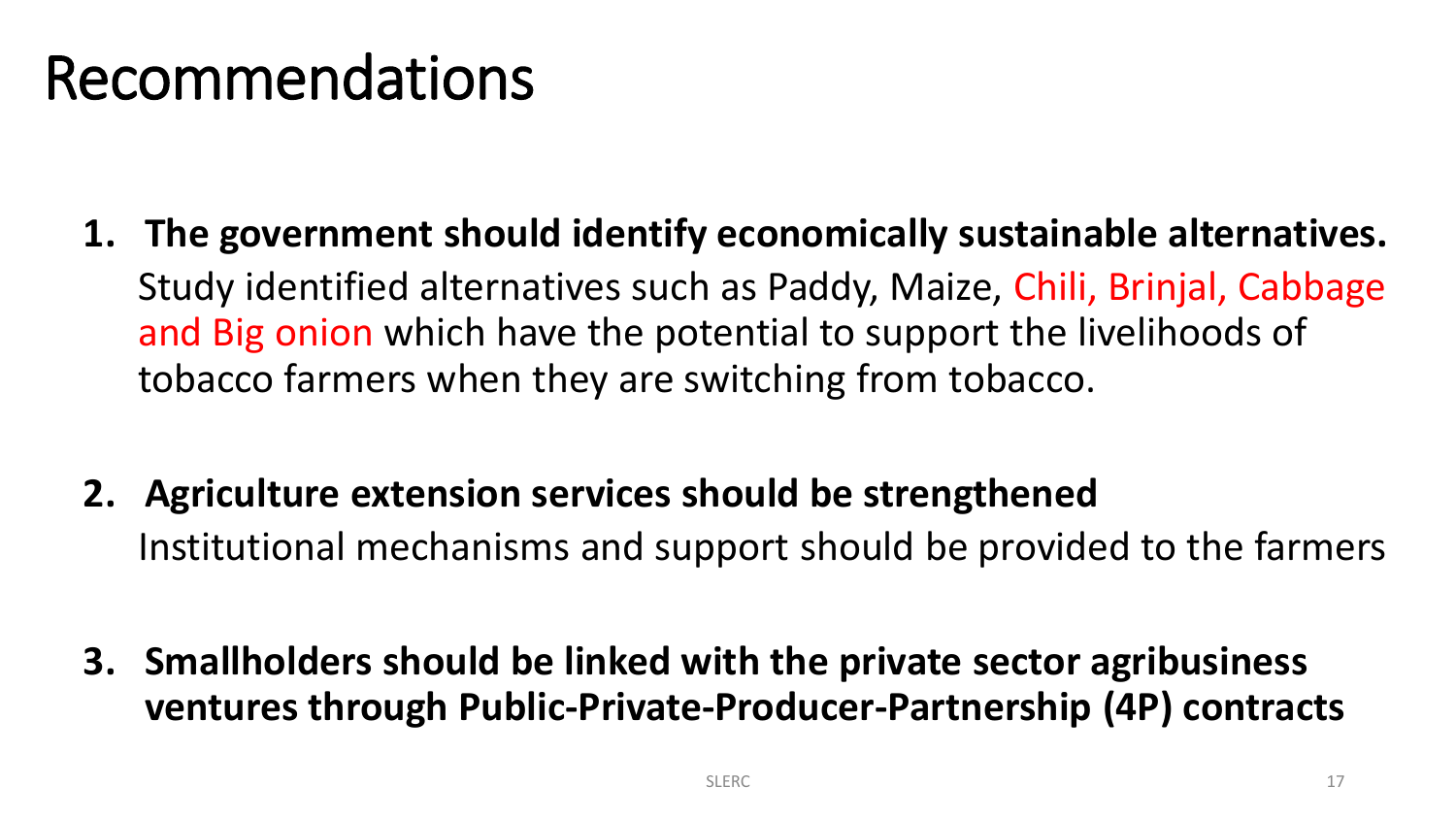# Recommendations

1. **The government should identify economically sustainable alternatives.** Study identified alternatives such as Paddy, Maize, Chili, Brinjal, Cabbage and Big onion which have the potential to support the livelihoods of tobacco farmers when they are switching from tobacco.

2. **Agriculture extension services should be strengthened** Institutional mechanisms and support should be provided to the farmers

3. **Smallholders should be linked with the private sector agribusiness ventures through Public-Private-Producer-Partnership (4P) contracts**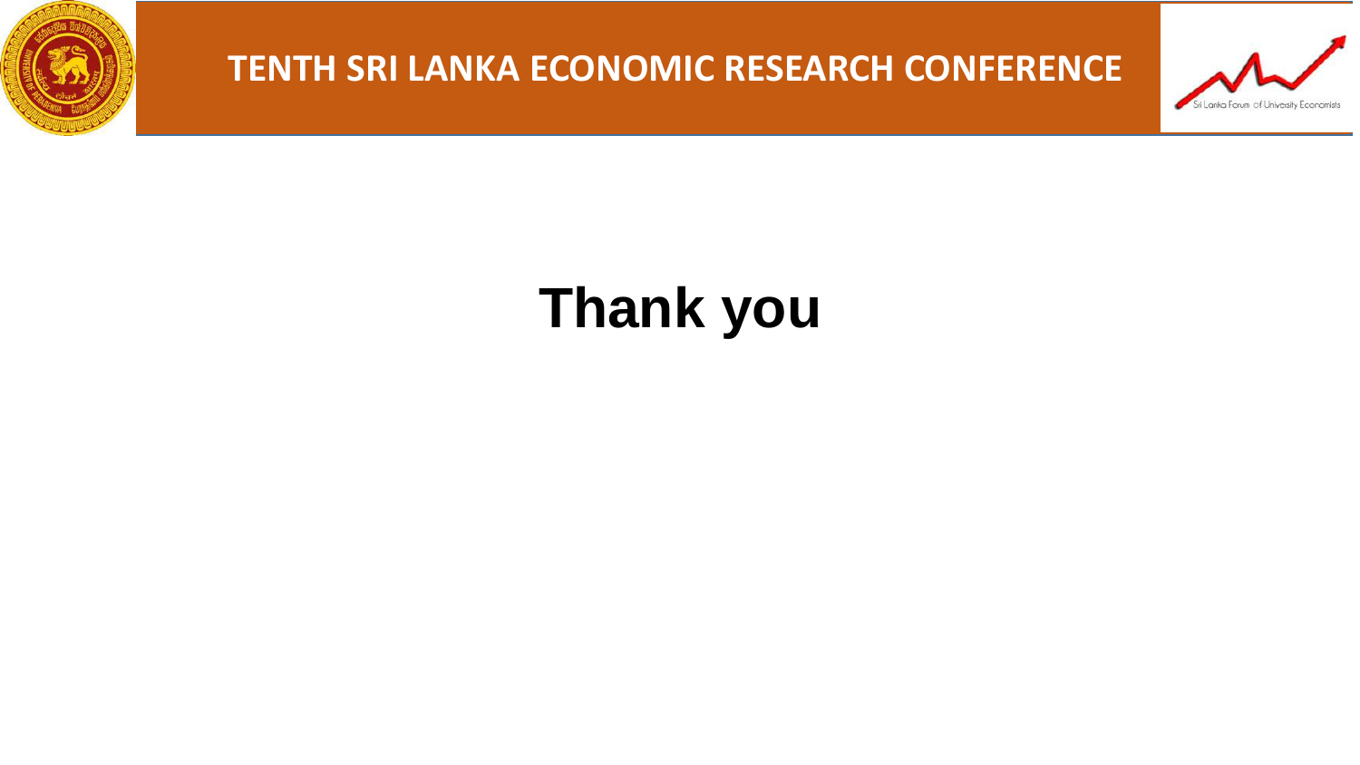# Thank you